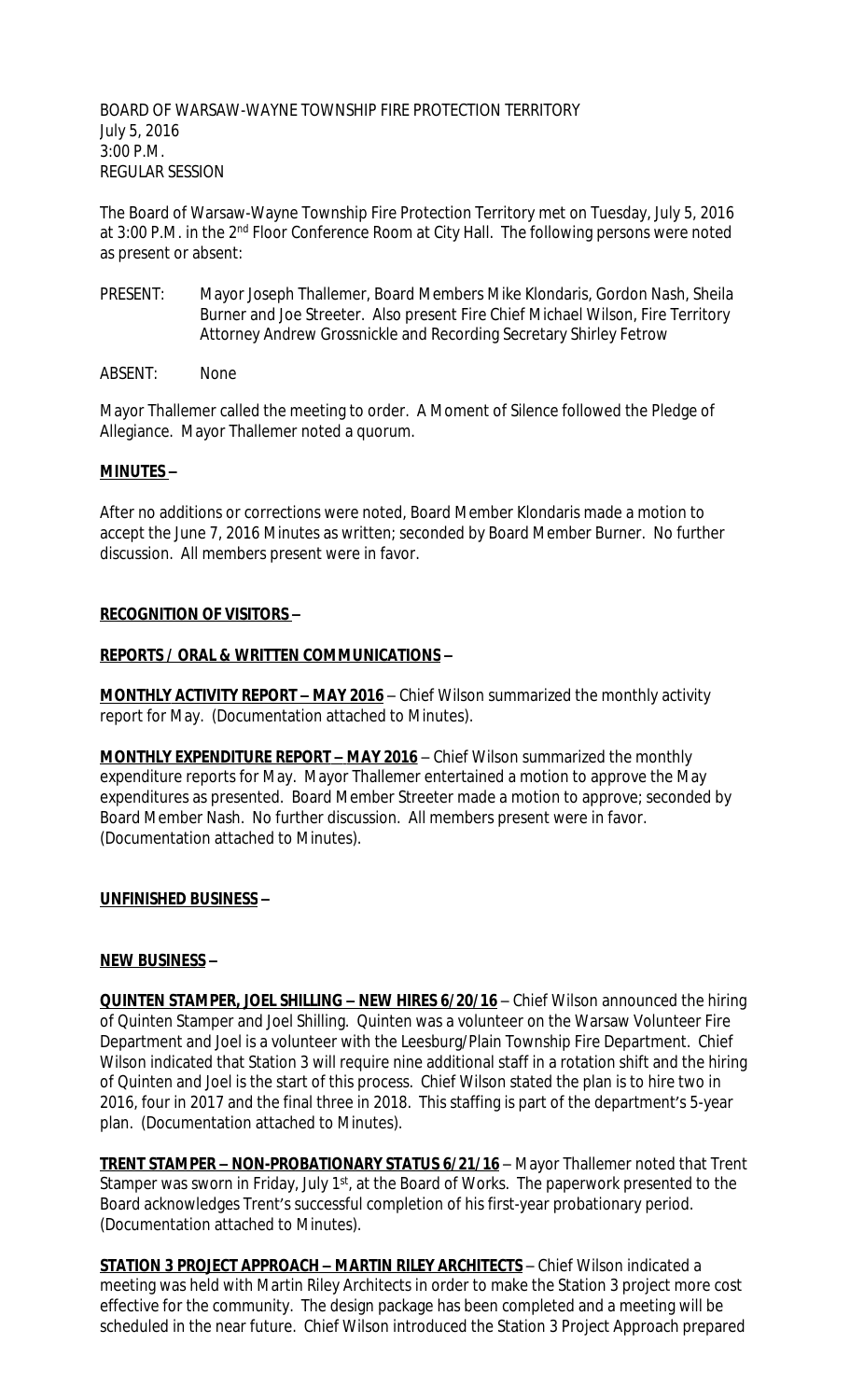BOARD OF WARSAW-WAYNE TOWNSHIP FIRE PROTECTION TERRITORY
July 5, 2016
3:00 P.M.
REGULAR SESSION

The Board of Warsaw-Wayne Township Fire Protection Territory met on Tuesday, July 5, 2016 at 3:00 P.M. in the 2nd Floor Conference Room at City Hall. The following persons were noted as present or absent:

PRESENT: Mayor Joseph Thallemer, Board Members Mike Klondaris, Gordon Nash, Sheila Burner and Joe Streeter. Also present Fire Chief Michael Wilson, Fire Territory Attorney Andrew Grossnickle and Recording Secretary Shirley Fetrow

ABSENT: None

Mayor Thallemer called the meeting to order. A Moment of Silence followed the Pledge of Allegiance. Mayor Thallemer noted a quorum.

**MINUTES –**

After no additions or corrections were noted, Board Member Klondaris made a motion to accept the June 7, 2016 Minutes as written; seconded by Board Member Burner. No further discussion. All members present were in favor.

**RECOGNITION OF VISITORS –**

**REPORTS / ORAL & WRITTEN COMMUNICATIONS –**

**MONTHLY ACTIVITY REPORT – MAY 2016** – Chief Wilson summarized the monthly activity report for May. (Documentation attached to Minutes).

**MONTHLY EXPENDITURE REPORT – MAY 2016** – Chief Wilson summarized the monthly expenditure reports for May. Mayor Thallemer entertained a motion to approve the May expenditures as presented. Board Member Streeter made a motion to approve; seconded by Board Member Nash. No further discussion. All members present were in favor. (Documentation attached to Minutes).

**UNFINISHED BUSINESS –**

**NEW BUSINESS –**

**QUINTEN STAMPER, JOEL SHILLING – NEW HIRES 6/20/16** – Chief Wilson announced the hiring of Quinten Stamper and Joel Shilling. Quinten was a volunteer on the Warsaw Volunteer Fire Department and Joel is a volunteer with the Leesburg/Plain Township Fire Department. Chief Wilson indicated that Station 3 will require nine additional staff in a rotation shift and the hiring of Quinten and Joel is the start of this process. Chief Wilson stated the plan is to hire two in 2016, four in 2017 and the final three in 2018. This staffing is part of the department's 5-year plan. (Documentation attached to Minutes).

**TRENT STAMPER – NON-PROBATIONARY STATUS 6/21/16** – Mayor Thallemer noted that Trent Stamper was sworn in Friday, July 1st, at the Board of Works. The paperwork presented to the Board acknowledges Trent's successful completion of his first-year probationary period. (Documentation attached to Minutes).

**STATION 3 PROJECT APPROACH – MARTIN RILEY ARCHITECTS** – Chief Wilson indicated a meeting was held with Martin Riley Architects in order to make the Station 3 project more cost effective for the community. The design package has been completed and a meeting will be scheduled in the near future. Chief Wilson introduced the Station 3 Project Approach prepared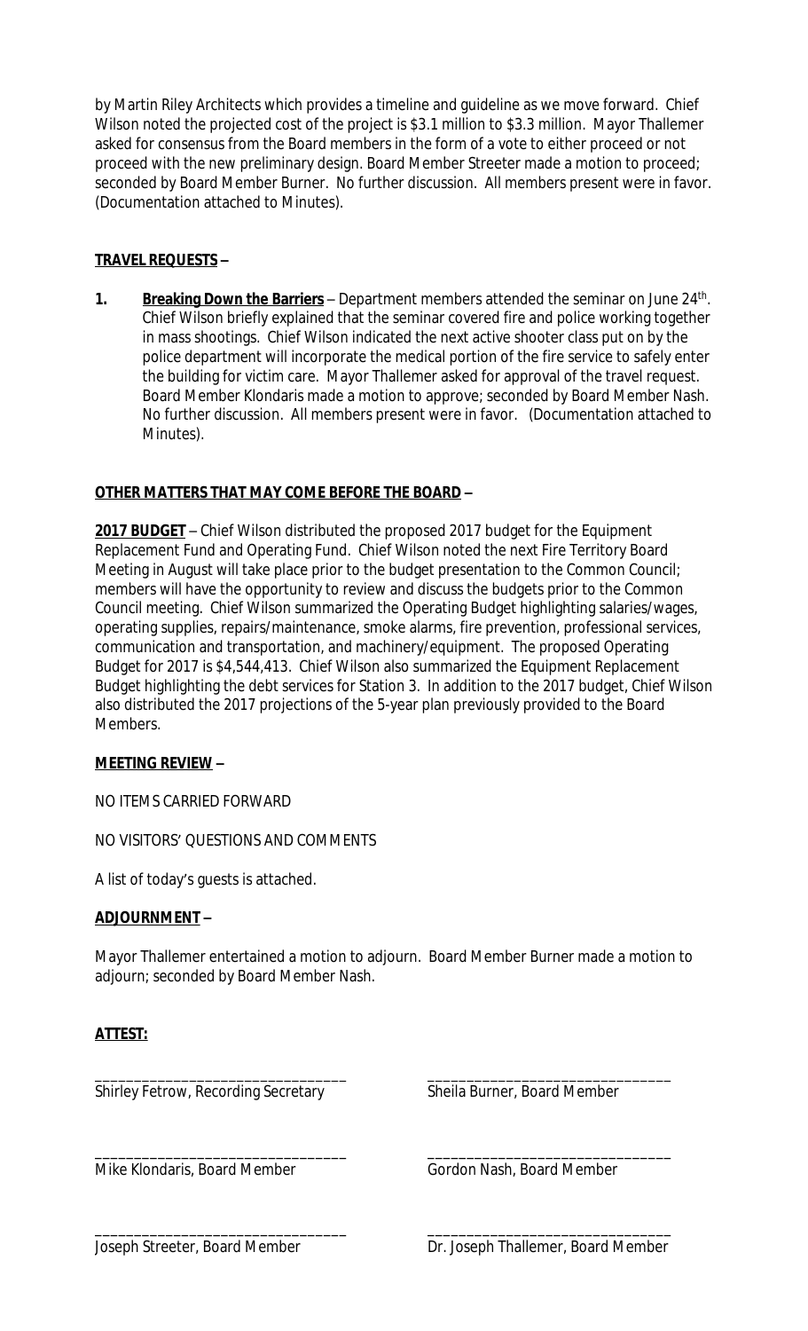by Martin Riley Architects which provides a timeline and guideline as we move forward. Chief Wilson noted the projected cost of the project is $3.1 million to $3.3 million. Mayor Thallemer asked for consensus from the Board members in the form of a vote to either proceed or not proceed with the new preliminary design. Board Member Streeter made a motion to proceed; seconded by Board Member Burner. No further discussion. All members present were in favor. (Documentation attached to Minutes).

**TRAVEL REQUESTS –**

1. **Breaking Down the Barriers** – Department members attended the seminar on June 24th. Chief Wilson briefly explained that the seminar covered fire and police working together in mass shootings. Chief Wilson indicated the next active shooter class put on by the police department will incorporate the medical portion of the fire service to safely enter the building for victim care. Mayor Thallemer asked for approval of the travel request. Board Member Klondaris made a motion to approve; seconded by Board Member Nash. No further discussion. All members present were in favor. (Documentation attached to Minutes).

**OTHER MATTERS THAT MAY COME BEFORE THE BOARD –**

**2017 BUDGET** – Chief Wilson distributed the proposed 2017 budget for the Equipment Replacement Fund and Operating Fund. Chief Wilson noted the next Fire Territory Board Meeting in August will take place prior to the budget presentation to the Common Council; members will have the opportunity to review and discuss the budgets prior to the Common Council meeting. Chief Wilson summarized the Operating Budget highlighting salaries/wages, operating supplies, repairs/maintenance, smoke alarms, fire prevention, professional services, communication and transportation, and machinery/equipment. The proposed Operating Budget for 2017 is $4,544,413. Chief Wilson also summarized the Equipment Replacement Budget highlighting the debt services for Station 3. In addition to the 2017 budget, Chief Wilson also distributed the 2017 projections of the 5-year plan previously provided to the Board Members.

**MEETING REVIEW –**

NO ITEMS CARRIED FORWARD

NO VISITORS' QUESTIONS AND COMMENTS

A list of today's guests is attached.

**ADJOURNMENT –**

Mayor Thallemer entertained a motion to adjourn. Board Member Burner made a motion to adjourn; seconded by Board Member Nash.

**ATTEST:**

_______________________________
Shirley Fetrow, Recording Secretary

_______________________________
Sheila Burner, Board Member

_______________________________
Mike Klondaris, Board Member

_______________________________
Gordon Nash, Board Member

_______________________________
Joseph Streeter, Board Member

_______________________________
Dr. Joseph Thallemer, Board Member